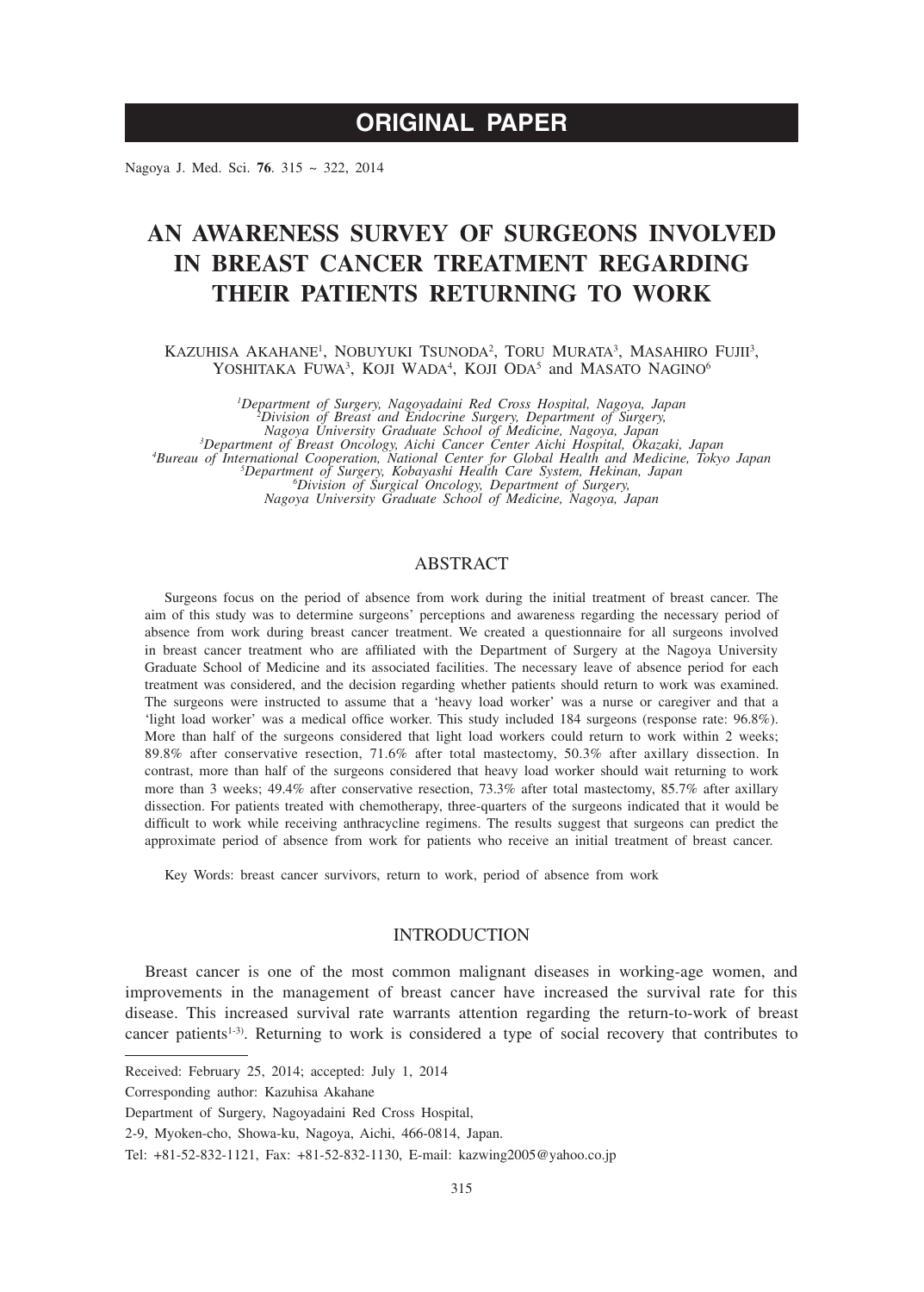# ORIGINAL PAPER

# AN AWARENESS SURVEY OF SURGEONS INVOLVED IN BREAST CANCER TREATMENT REGARDING THEIR PATIENTS RETURNING TO WORK

Kazuhisa Akahane[1], Nobuyuki Tsunoda[2], Toru Murata[3], Masahiro Fujii[3], Yoshitaka Fuwa[3], Koji Wada[4], Koji Oda[5] and Masato Nagino[6]

[1]*Department of Surgery, Nagoyadaini Red Cross Hospital, Nagoya, Japan*
[2]*Division of Breast and Endocrine Surgery, Department of Surgery, Nagoya University Graduate School of Medicine, Nagoya, Japan*
[3]*Department of Breast Oncology, Aichi Cancer Center Aichi Hospital, Okazaki, Japan*
[4]*Bureau of International Cooperation, National Center for Global Health and Medicine, Tokyo Japan*
[5]*Department of Surgery, Kobayashi Health Care System, Hekinan, Japan*
[6]*Division of Surgical Oncology, Department of Surgery, Nagoya University Graduate School of Medicine, Nagoya, Japan*

## ABSTRACT

Surgeons focus on the period of absence from work during the initial treatment of breast cancer. The aim of this study was to determine surgeons' perceptions and awareness regarding the necessary period of absence from work during breast cancer treatment. We created a questionnaire for all surgeons involved in breast cancer treatment who are affiliated with the Department of Surgery at the Nagoya University Graduate School of Medicine and its associated facilities. The necessary leave of absence period for each treatment was considered, and the decision regarding whether patients should return to work was examined. The surgeons were instructed to assume that a 'heavy load worker' was a nurse or caregiver and that a 'light load worker' was a medical office worker. This study included 184 surgeons (response rate: 96.8%). More than half of the surgeons considered that light load workers could return to work within 2 weeks; 89.8% after conservative resection, 71.6% after total mastectomy, 50.3% after axillary dissection. In contrast, more than half of the surgeons considered that heavy load worker should wait returning to work more than 3 weeks; 49.4% after conservative resection, 73.3% after total mastectomy, 85.7% after axillary dissection. For patients treated with chemotherapy, three-quarters of the surgeons indicated that it would be difficult to work while receiving anthracycline regimens. The results suggest that surgeons can predict the approximate period of absence from work for patients who receive an initial treatment of breast cancer.

Key Words: breast cancer survivors, return to work, period of absence from work

## INTRODUCTION

Breast cancer is one of the most common malignant diseases in working-age women, and improvements in the management of breast cancer have increased the survival rate for this disease. This increased survival rate warrants attention regarding the return-to-work of breast cancer patients[1-3]. Returning to work is considered a type of social recovery that contributes to

---

Received: February 25, 2014; accepted: July 1, 2014

Corresponding author: Kazuhisa Akahane

Department of Surgery, Nagoyadaini Red Cross Hospital,

2-9, Myoken-cho, Showa-ku, Nagoya, Aichi, 466-0814, Japan.

Tel: +81-52-832-1121, Fax: +81-52-832-1130, E-mail: kazwing2005@yahoo.co.jp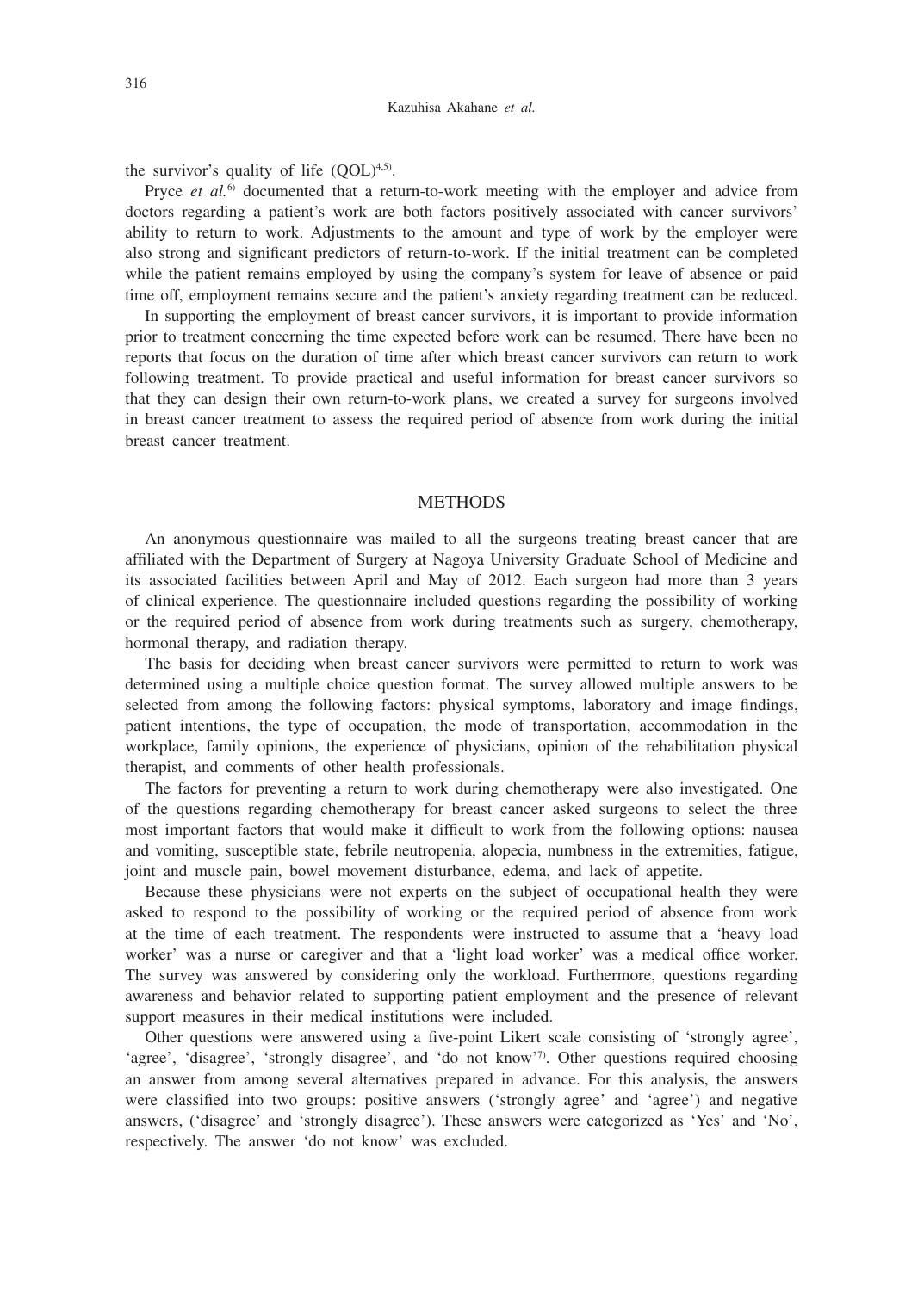the survivor's quality of life (QOL)[4,5].

Pryce *et al.*[6] documented that a return-to-work meeting with the employer and advice from doctors regarding a patient's work are both factors positively associated with cancer survivors' ability to return to work. Adjustments to the amount and type of work by the employer were also strong and significant predictors of return-to-work. If the initial treatment can be completed while the patient remains employed by using the company's system for leave of absence or paid time off, employment remains secure and the patient's anxiety regarding treatment can be reduced.

In supporting the employment of breast cancer survivors, it is important to provide information prior to treatment concerning the time expected before work can be resumed. There have been no reports that focus on the duration of time after which breast cancer survivors can return to work following treatment. To provide practical and useful information for breast cancer survivors so that they can design their own return-to-work plans, we created a survey for surgeons involved in breast cancer treatment to assess the required period of absence from work during the initial breast cancer treatment.

## METHODS

An anonymous questionnaire was mailed to all the surgeons treating breast cancer that are affiliated with the Department of Surgery at Nagoya University Graduate School of Medicine and its associated facilities between April and May of 2012. Each surgeon had more than 3 years of clinical experience. The questionnaire included questions regarding the possibility of working or the required period of absence from work during treatments such as surgery, chemotherapy, hormonal therapy, and radiation therapy.

The basis for deciding when breast cancer survivors were permitted to return to work was determined using a multiple choice question format. The survey allowed multiple answers to be selected from among the following factors: physical symptoms, laboratory and image findings, patient intentions, the type of occupation, the mode of transportation, accommodation in the workplace, family opinions, the experience of physicians, opinion of the rehabilitation physical therapist, and comments of other health professionals.

The factors for preventing a return to work during chemotherapy were also investigated. One of the questions regarding chemotherapy for breast cancer asked surgeons to select the three most important factors that would make it difficult to work from the following options: nausea and vomiting, susceptible state, febrile neutropenia, alopecia, numbness in the extremities, fatigue, joint and muscle pain, bowel movement disturbance, edema, and lack of appetite.

Because these physicians were not experts on the subject of occupational health they were asked to respond to the possibility of working or the required period of absence from work at the time of each treatment. The respondents were instructed to assume that a 'heavy load worker' was a nurse or caregiver and that a 'light load worker' was a medical office worker. The survey was answered by considering only the workload. Furthermore, questions regarding awareness and behavior related to supporting patient employment and the presence of relevant support measures in their medical institutions were included.

Other questions were answered using a five-point Likert scale consisting of 'strongly agree', 'agree', 'disagree', 'strongly disagree', and 'do not know'[7]. Other questions required choosing an answer from among several alternatives prepared in advance. For this analysis, the answers were classified into two groups: positive answers ('strongly agree' and 'agree') and negative answers, ('disagree' and 'strongly disagree'). These answers were categorized as 'Yes' and 'No', respectively. The answer 'do not know' was excluded.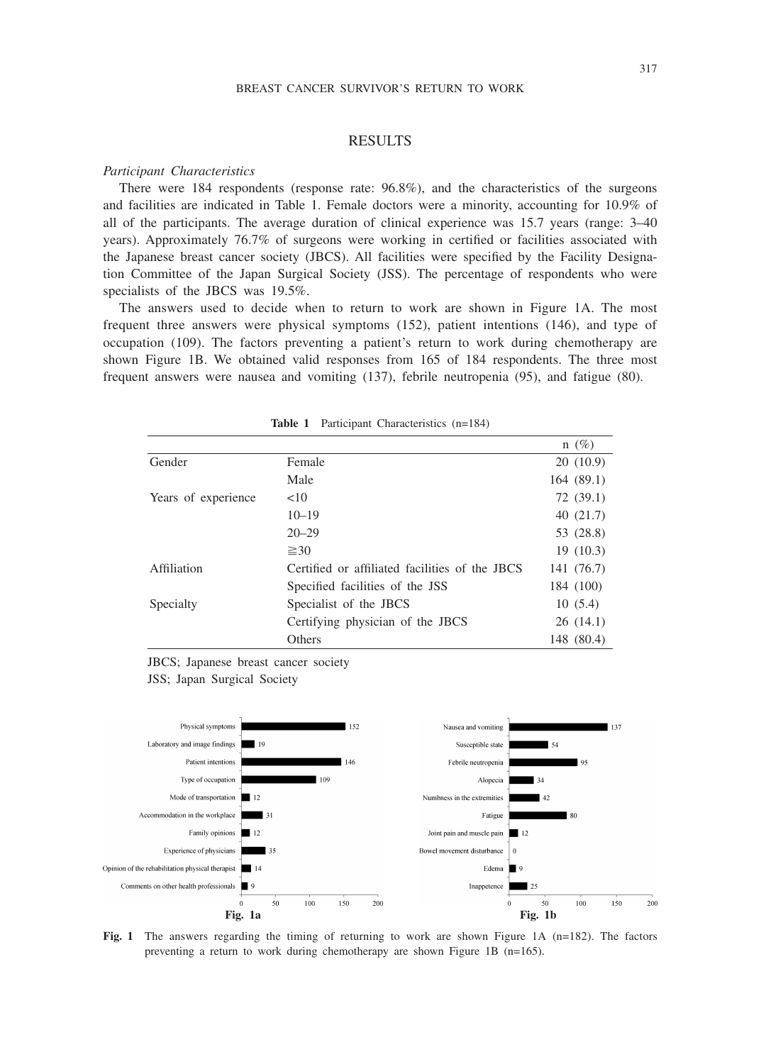## RESULTS

*Participant Characteristics*

There were 184 respondents (response rate: 96.8%), and the characteristics of the surgeons and facilities are indicated in Table 1. Female doctors were a minority, accounting for 10.9% of all of the participants. The average duration of clinical experience was 15.7 years (range: 3–40 years). Approximately 76.7% of surgeons were working in certified or facilities associated with the Japanese breast cancer society (JBCS). All facilities were specified by the Facility Designation Committee of the Japan Surgical Society (JSS). The percentage of respondents who were specialists of the JBCS was 19.5%.

The answers used to decide when to return to work are shown in Figure 1A. The most frequent three answers were physical symptoms (152), patient intentions (146), and type of occupation (109). The factors preventing a patient's return to work during chemotherapy are shown Figure 1B. We obtained valid responses from 165 of 184 respondents. The three most frequent answers were nausea and vomiting (137), febrile neutropenia (95), and fatigue (80).

**Table 1** Participant Characteristics (n=184)

| | | n (%) |
|---|---|---|
| Gender | Female | 20 (10.9) |
| | Male | 164 (89.1) |
| Years of experience | <10 | 72 (39.1) |
| | 10–19 | 40 (21.7) |
| | 20–29 | 53 (28.8) |
| | ≧30 | 19 (10.3) |
| Affiliation | Certified or affiliated facilities of the JBCS | 141 (76.7) |
| | Specified facilities of the JSS | 184 (100) |
| Specialty | Specialist of the JBCS | 10 (5.4) |
| | Certifying physician of the JBCS | 26 (14.1) |
| | Others | 148 (80.4) |

JBCS; Japanese breast cancer society
JSS; Japan Surgical Society

**Fig. 1** The answers regarding the timing of returning to work are shown Figure 1A (n=182). The factors preventing a return to work during chemotherapy are shown Figure 1B (n=165).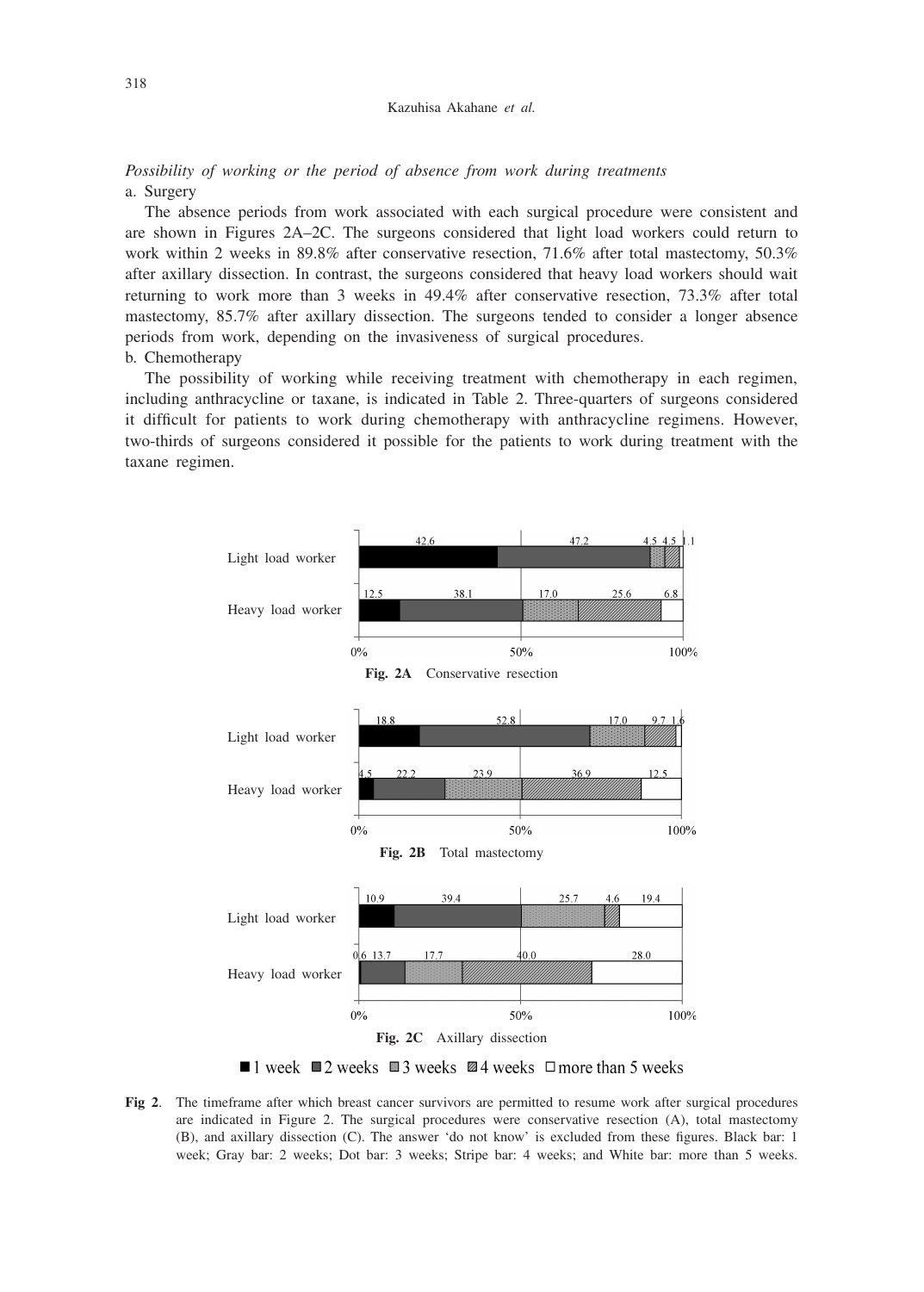*Possibility of working or the period of absence from work during treatments*

a. Surgery

The absence periods from work associated with each surgical procedure were consistent and are shown in Figures 2A–2C. The surgeons considered that light load workers could return to work within 2 weeks in 89.8% after conservative resection, 71.6% after total mastectomy, 50.3% after axillary dissection. In contrast, the surgeons considered that heavy load workers should wait returning to work more than 3 weeks in 49.4% after conservative resection, 73.3% after total mastectomy, 85.7% after axillary dissection. The surgeons tended to consider a longer absence periods from work, depending on the invasiveness of surgical procedures.

b. Chemotherapy

The possibility of working while receiving treatment with chemotherapy in each regimen, including anthracycline or taxane, is indicated in Table 2. Three-quarters of surgeons considered it difficult for patients to work during chemotherapy with anthracycline regimens. However, two-thirds of surgeons considered it possible for the patients to work during treatment with the taxane regimen.

| | 1 week | 2 weeks | 3 weeks | 4 weeks | more than 5 weeks |
|---|---|---|---|---|---|
| Light load worker | 42.6 | 47.2 | 4.5 | 4.5 | 1.1 |
| Heavy load worker | 12.5 | 38.1 | 17.0 | 25.6 | 6.8 |

**Fig. 2A** Conservative resection

| | 1 week | 2 weeks | 3 weeks | 4 weeks | more than 5 weeks |
|---|---|---|---|---|---|
| Light load worker | 18.8 | 52.8 | 17.0 | 9.7 | 1.6 |
| Heavy load worker | 4.5 | 22.2 | 23.9 | 36.9 | 12.5 |

**Fig. 2B** Total mastectomy

| | 1 week | 2 weeks | 3 weeks | 4 weeks | more than 5 weeks |
|---|---|---|---|---|---|
| Light load worker | 10.9 | 39.4 | 25.7 | 4.6 | 19.4 |
| Heavy load worker | 0.6 | 13.7 | 17.7 | 40.0 | 28.0 |

**Fig. 2C** Axillary dissection

■ 1 week ■ 2 weeks ■ 3 weeks ▨ 4 weeks □ more than 5 weeks

**Fig 2**. The timeframe after which breast cancer survivors are permitted to resume work after surgical procedures are indicated in Figure 2. The surgical procedures were conservative resection (A), total mastectomy (B), and axillary dissection (C). The answer 'do not know' is excluded from these figures. Black bar: 1 week; Gray bar: 2 weeks; Dot bar: 3 weeks; Stripe bar: 4 weeks; and White bar: more than 5 weeks.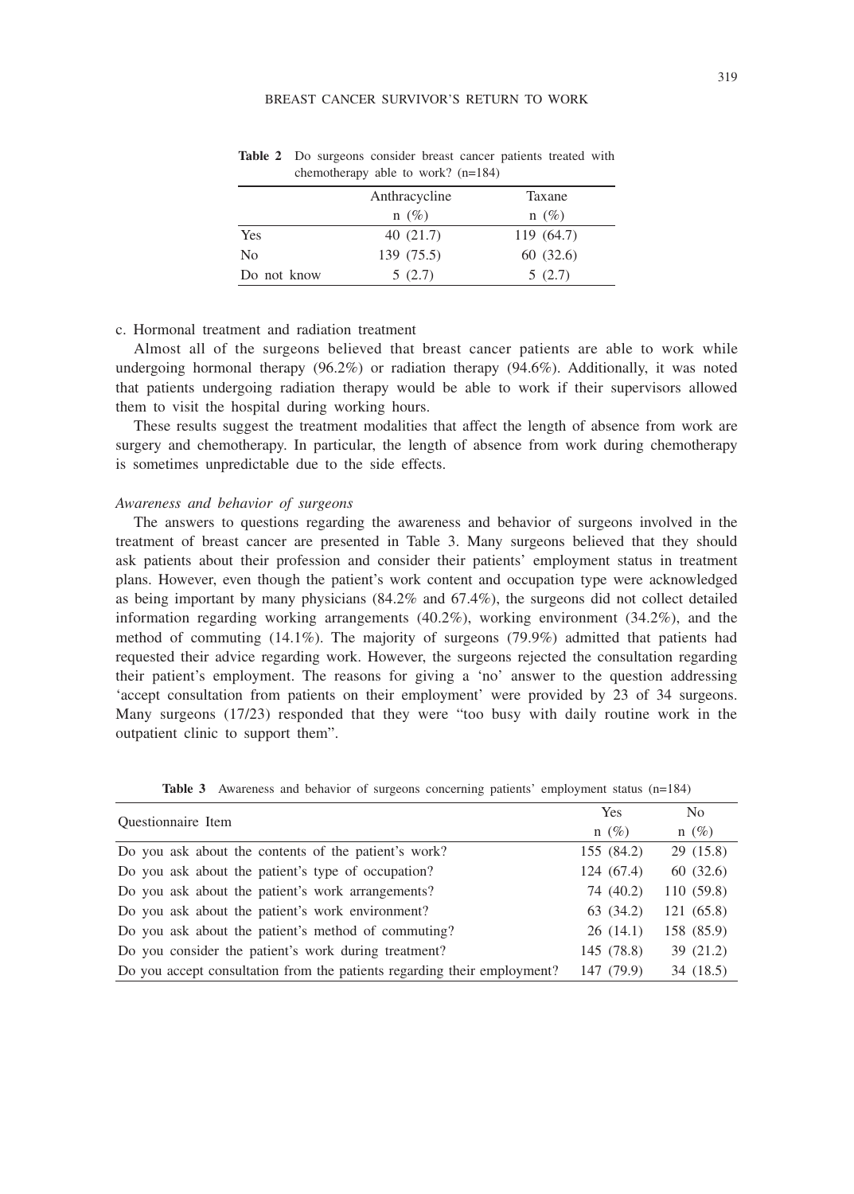**Table 2** Do surgeons consider breast cancer patients treated with chemotherapy able to work? (n=184)

| | Anthracycline n (%) | Taxane n (%) |
|---|---|---|
| Yes | 40 (21.7) | 119 (64.7) |
| No | 139 (75.5) | 60 (32.6) |
| Do not know | 5 (2.7) | 5 (2.7) |

c. Hormonal treatment and radiation treatment

Almost all of the surgeons believed that breast cancer patients are able to work while undergoing hormonal therapy (96.2%) or radiation therapy (94.6%). Additionally, it was noted that patients undergoing radiation therapy would be able to work if their supervisors allowed them to visit the hospital during working hours.

These results suggest the treatment modalities that affect the length of absence from work are surgery and chemotherapy. In particular, the length of absence from work during chemotherapy is sometimes unpredictable due to the side effects.

*Awareness and behavior of surgeons*

The answers to questions regarding the awareness and behavior of surgeons involved in the treatment of breast cancer are presented in Table 3. Many surgeons believed that they should ask patients about their profession and consider their patients' employment status in treatment plans. However, even though the patient's work content and occupation type were acknowledged as being important by many physicians (84.2% and 67.4%), the surgeons did not collect detailed information regarding working arrangements (40.2%), working environment (34.2%), and the method of commuting (14.1%). The majority of surgeons (79.9%) admitted that patients had requested their advice regarding work. However, the surgeons rejected the consultation regarding their patient's employment. The reasons for giving a 'no' answer to the question addressing 'accept consultation from patients on their employment' were provided by 23 of 34 surgeons. Many surgeons (17/23) responded that they were "too busy with daily routine work in the outpatient clinic to support them".

**Table 3** Awareness and behavior of surgeons concerning patients' employment status (n=184)

| Questionnaire Item | Yes n (%) | No n (%) |
|---|---|---|
| Do you ask about the contents of the patient's work? | 155 (84.2) | 29 (15.8) |
| Do you ask about the patient's type of occupation? | 124 (67.4) | 60 (32.6) |
| Do you ask about the patient's work arrangements? | 74 (40.2) | 110 (59.8) |
| Do you ask about the patient's work environment? | 63 (34.2) | 121 (65.8) |
| Do you ask about the patient's method of commuting? | 26 (14.1) | 158 (85.9) |
| Do you consider the patient's work during treatment? | 145 (78.8) | 39 (21.2) |
| Do you accept consultation from the patients regarding their employment? | 147 (79.9) | 34 (18.5) |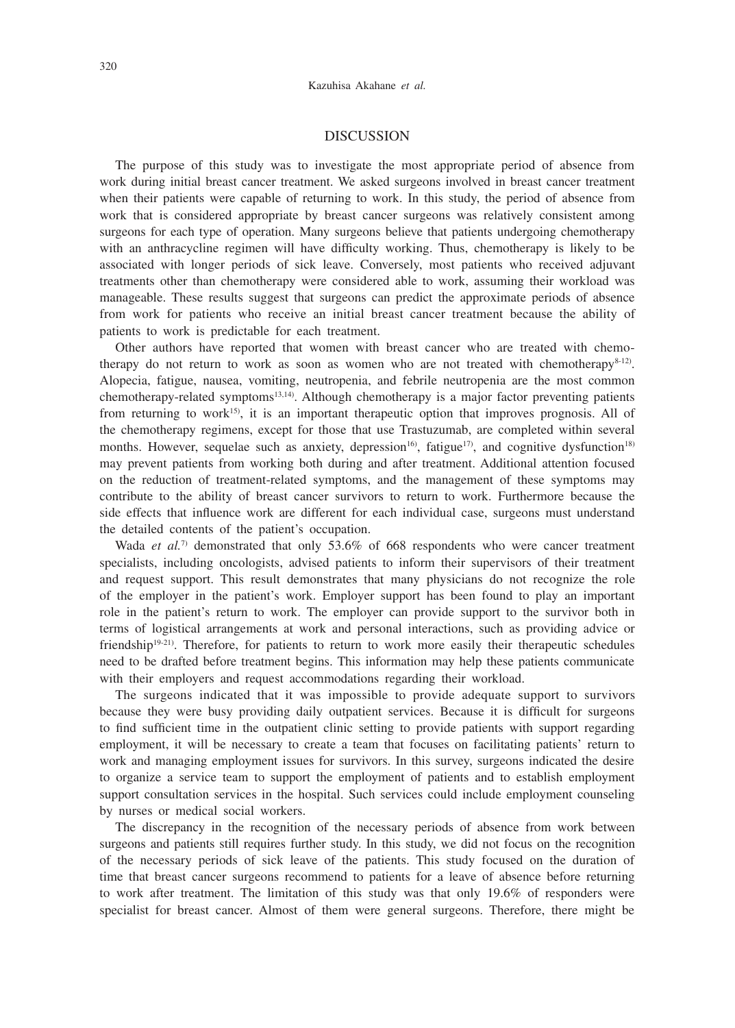## DISCUSSION

The purpose of this study was to investigate the most appropriate period of absence from work during initial breast cancer treatment. We asked surgeons involved in breast cancer treatment when their patients were capable of returning to work. In this study, the period of absence from work that is considered appropriate by breast cancer surgeons was relatively consistent among surgeons for each type of operation. Many surgeons believe that patients undergoing chemotherapy with an anthracycline regimen will have difficulty working. Thus, chemotherapy is likely to be associated with longer periods of sick leave. Conversely, most patients who received adjuvant treatments other than chemotherapy were considered able to work, assuming their workload was manageable. These results suggest that surgeons can predict the approximate periods of absence from work for patients who receive an initial breast cancer treatment because the ability of patients to work is predictable for each treatment.

Other authors have reported that women with breast cancer who are treated with chemotherapy do not return to work as soon as women who are not treated with chemotherapy[8-12]. Alopecia, fatigue, nausea, vomiting, neutropenia, and febrile neutropenia are the most common chemotherapy-related symptoms[13,14]. Although chemotherapy is a major factor preventing patients from returning to work[15], it is an important therapeutic option that improves prognosis. All of the chemotherapy regimens, except for those that use Trastuzumab, are completed within several months. However, sequelae such as anxiety, depression[16], fatigue[17], and cognitive dysfunction[18] may prevent patients from working both during and after treatment. Additional attention focused on the reduction of treatment-related symptoms, and the management of these symptoms may contribute to the ability of breast cancer survivors to return to work. Furthermore because the side effects that influence work are different for each individual case, surgeons must understand the detailed contents of the patient's occupation.

Wada *et al.*[7] demonstrated that only 53.6% of 668 respondents who were cancer treatment specialists, including oncologists, advised patients to inform their supervisors of their treatment and request support. This result demonstrates that many physicians do not recognize the role of the employer in the patient's work. Employer support has been found to play an important role in the patient's return to work. The employer can provide support to the survivor both in terms of logistical arrangements at work and personal interactions, such as providing advice or friendship[19-21]. Therefore, for patients to return to work more easily their therapeutic schedules need to be drafted before treatment begins. This information may help these patients communicate with their employers and request accommodations regarding their workload.

The surgeons indicated that it was impossible to provide adequate support to survivors because they were busy providing daily outpatient services. Because it is difficult for surgeons to find sufficient time in the outpatient clinic setting to provide patients with support regarding employment, it will be necessary to create a team that focuses on facilitating patients' return to work and managing employment issues for survivors. In this survey, surgeons indicated the desire to organize a service team to support the employment of patients and to establish employment support consultation services in the hospital. Such services could include employment counseling by nurses or medical social workers.

The discrepancy in the recognition of the necessary periods of absence from work between surgeons and patients still requires further study. In this study, we did not focus on the recognition of the necessary periods of sick leave of the patients. This study focused on the duration of time that breast cancer surgeons recommend to patients for a leave of absence before returning to work after treatment. The limitation of this study was that only 19.6% of responders were specialist for breast cancer. Almost of them were general surgeons. Therefore, there might be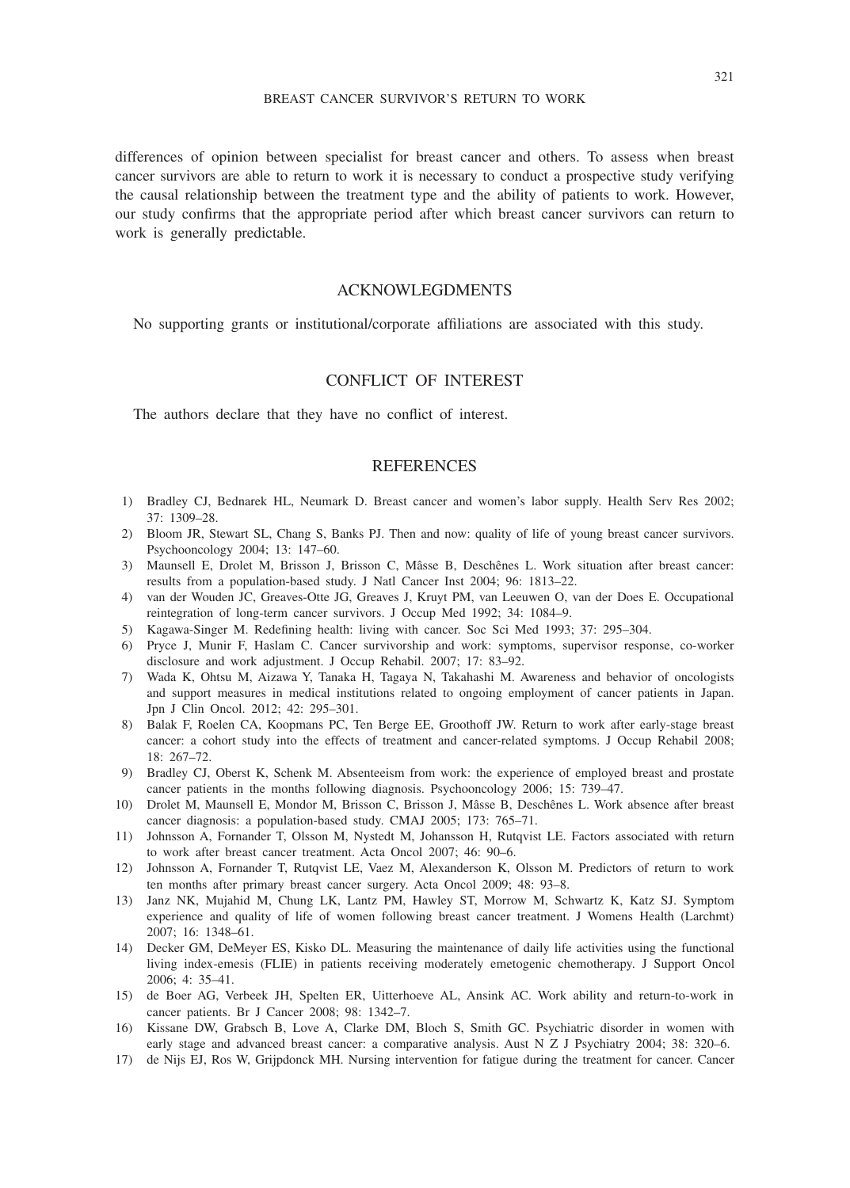differences of opinion between specialist for breast cancer and others. To assess when breast cancer survivors are able to return to work it is necessary to conduct a prospective study verifying the causal relationship between the treatment type and the ability of patients to work. However, our study confirms that the appropriate period after which breast cancer survivors can return to work is generally predictable.

## ACKNOWLEGDMENTS

No supporting grants or institutional/corporate affiliations are associated with this study.

## CONFLICT OF INTEREST

The authors declare that they have no conflict of interest.

## REFERENCES

1) Bradley CJ, Bednarek HL, Neumark D. Breast cancer and women's labor supply. Health Serv Res 2002; 37: 1309–28.
2) Bloom JR, Stewart SL, Chang S, Banks PJ. Then and now: quality of life of young breast cancer survivors. Psychooncology 2004; 13: 147–60.
3) Maunsell E, Drolet M, Brisson J, Brisson C, Mâsse B, Deschênes L. Work situation after breast cancer: results from a population-based study. J Natl Cancer Inst 2004; 96: 1813–22.
4) van der Wouden JC, Greaves-Otte JG, Greaves J, Kruyt PM, van Leeuwen O, van der Does E. Occupational reintegration of long-term cancer survivors. J Occup Med 1992; 34: 1084–9.
5) Kagawa-Singer M. Redefining health: living with cancer. Soc Sci Med 1993; 37: 295–304.
6) Pryce J, Munir F, Haslam C. Cancer survivorship and work: symptoms, supervisor response, co-worker disclosure and work adjustment. J Occup Rehabil. 2007; 17: 83–92.
7) Wada K, Ohtsu M, Aizawa Y, Tanaka H, Tagaya N, Takahashi M. Awareness and behavior of oncologists and support measures in medical institutions related to ongoing employment of cancer patients in Japan. Jpn J Clin Oncol. 2012; 42: 295–301.
8) Balak F, Roelen CA, Koopmans PC, Ten Berge EE, Groothoff JW. Return to work after early-stage breast cancer: a cohort study into the effects of treatment and cancer-related symptoms. J Occup Rehabil 2008; 18: 267–72.
9) Bradley CJ, Oberst K, Schenk M. Absenteeism from work: the experience of employed breast and prostate cancer patients in the months following diagnosis. Psychooncology 2006; 15: 739–47.
10) Drolet M, Maunsell E, Mondor M, Brisson C, Brisson J, Mâsse B, Deschênes L. Work absence after breast cancer diagnosis: a population-based study. CMAJ 2005; 173: 765–71.
11) Johnsson A, Fornander T, Olsson M, Nystedt M, Johansson H, Rutqvist LE. Factors associated with return to work after breast cancer treatment. Acta Oncol 2007; 46: 90–6.
12) Johnsson A, Fornander T, Rutqvist LE, Vaez M, Alexanderson K, Olsson M. Predictors of return to work ten months after primary breast cancer surgery. Acta Oncol 2009; 48: 93–8.
13) Janz NK, Mujahid M, Chung LK, Lantz PM, Hawley ST, Morrow M, Schwartz K, Katz SJ. Symptom experience and quality of life of women following breast cancer treatment. J Womens Health (Larchmt) 2007; 16: 1348–61.
14) Decker GM, DeMeyer ES, Kisko DL. Measuring the maintenance of daily life activities using the functional living index-emesis (FLIE) in patients receiving moderately emetogenic chemotherapy. J Support Oncol 2006; 4: 35–41.
15) de Boer AG, Verbeek JH, Spelten ER, Uitterhoeve AL, Ansink AC. Work ability and return-to-work in cancer patients. Br J Cancer 2008; 98: 1342–7.
16) Kissane DW, Grabsch B, Love A, Clarke DM, Bloch S, Smith GC. Psychiatric disorder in women with early stage and advanced breast cancer: a comparative analysis. Aust N Z J Psychiatry 2004; 38: 320–6.
17) de Nijs EJ, Ros W, Grijpdonck MH. Nursing intervention for fatigue during the treatment for cancer. Cancer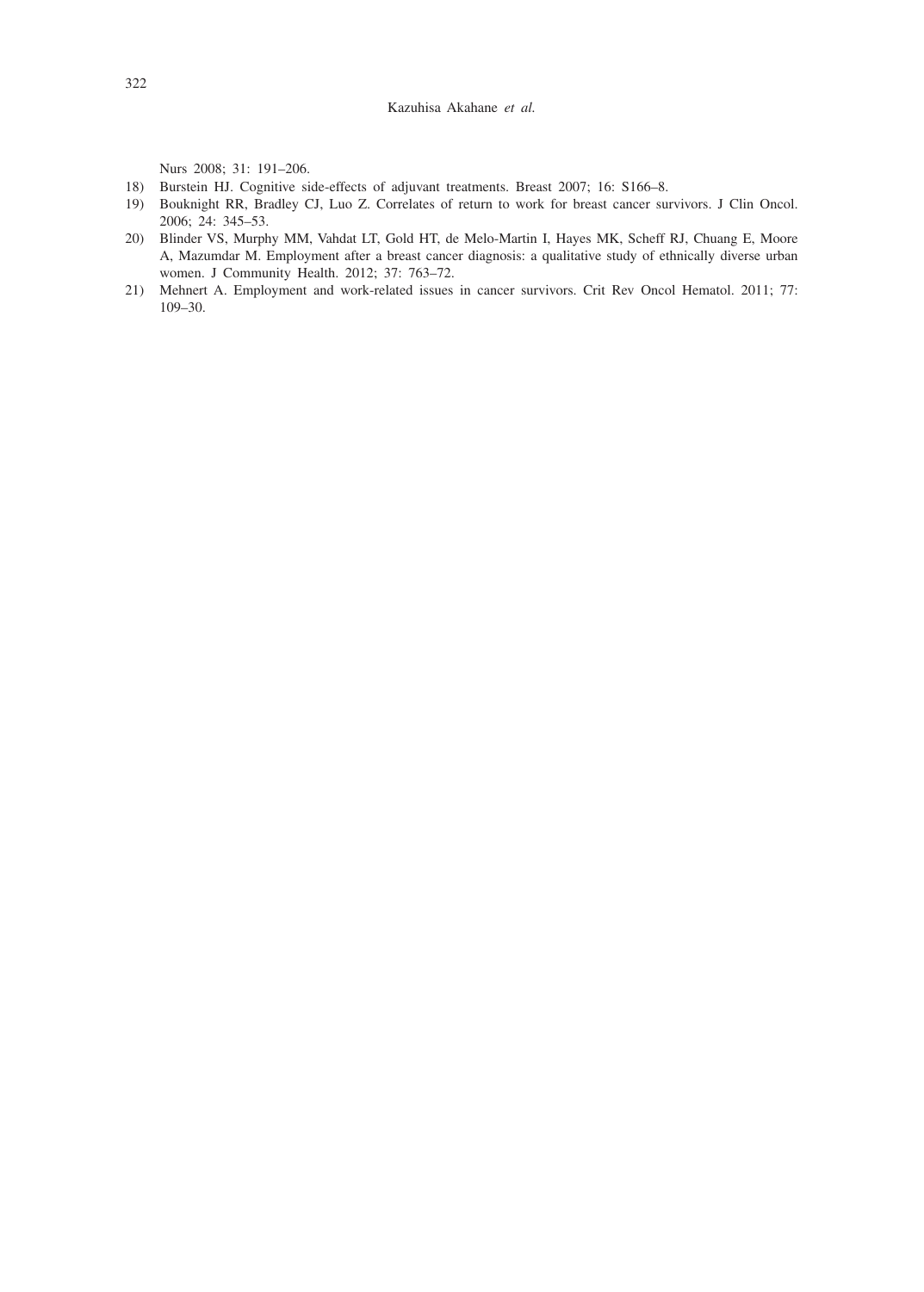Nurs 2008; 31: 191–206.

18) Burstein HJ. Cognitive side-effects of adjuvant treatments. Breast 2007; 16: S166–8.
19) Bouknight RR, Bradley CJ, Luo Z. Correlates of return to work for breast cancer survivors. J Clin Oncol. 2006; 24: 345–53.
20) Blinder VS, Murphy MM, Vahdat LT, Gold HT, de Melo-Martin I, Hayes MK, Scheff RJ, Chuang E, Moore A, Mazumdar M. Employment after a breast cancer diagnosis: a qualitative study of ethnically diverse urban women. J Community Health. 2012; 37: 763–72.
21) Mehnert A. Employment and work-related issues in cancer survivors. Crit Rev Oncol Hematol. 2011; 77: 109–30.